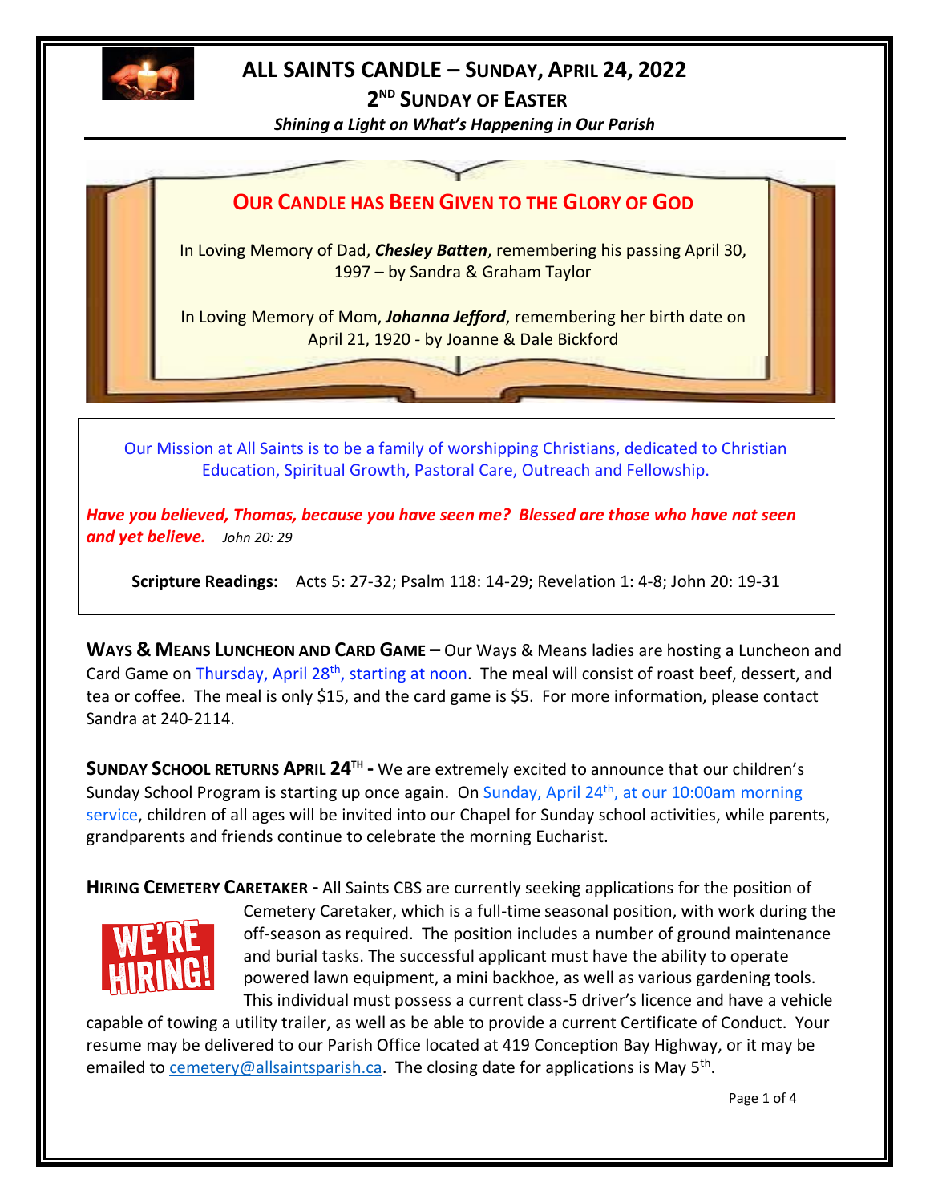# ALL SAINTS CANDLE – SUNDAY, APRIL 24, 2022

## 2ND SUNDAY OF EASTER

***Shining a Light on What's Happening in Our Parish***

### OUR CANDLE HAS BEEN GIVEN TO THE GLORY OF GOD

In Loving Memory of Dad, ***Chesley Batten***, remembering his passing April 30, 1997 – by Sandra & Graham Taylor

In Loving Memory of Mom, ***Johanna Jefford***, remembering her birth date on April 21, 1920 - by Joanne & Dale Bickford

Our Mission at All Saints is to be a family of worshipping Christians, dedicated to Christian Education, Spiritual Growth, Pastoral Care, Outreach and Fellowship.

***Have you believed, Thomas, because you have seen me? Blessed are those who have not seen and yet believe.*** *John 20: 29*

**Scripture Readings:** Acts 5: 27-32; Psalm 118: 14-29; Revelation 1: 4-8; John 20: 19-31

**WAYS & MEANS LUNCHEON AND CARD GAME –** Our Ways & Means ladies are hosting a Luncheon and Card Game on Thursday, April 28th, starting at noon. The meal will consist of roast beef, dessert, and tea or coffee. The meal is only $15, and the card game is $5. For more information, please contact Sandra at 240-2114.

**SUNDAY SCHOOL RETURNS APRIL 24TH -** We are extremely excited to announce that our children's Sunday School Program is starting up once again. On Sunday, April 24th, at our 10:00am morning service, children of all ages will be invited into our Chapel for Sunday school activities, while parents, grandparents and friends continue to celebrate the morning Eucharist.

**HIRING CEMETERY CARETAKER -** All Saints CBS are currently seeking applications for the position of Cemetery Caretaker, which is a full-time seasonal position, with work during the off-season as required. The position includes a number of ground maintenance and burial tasks. The successful applicant must have the ability to operate powered lawn equipment, a mini backhoe, as well as various gardening tools. This individual must possess a current class-5 driver's licence and have a vehicle capable of towing a utility trailer, as well as be able to provide a current Certificate of Conduct. Your resume may be delivered to our Parish Office located at 419 Conception Bay Highway, or it may be emailed to cemetery@allsaintsparish.ca. The closing date for applications is May 5th.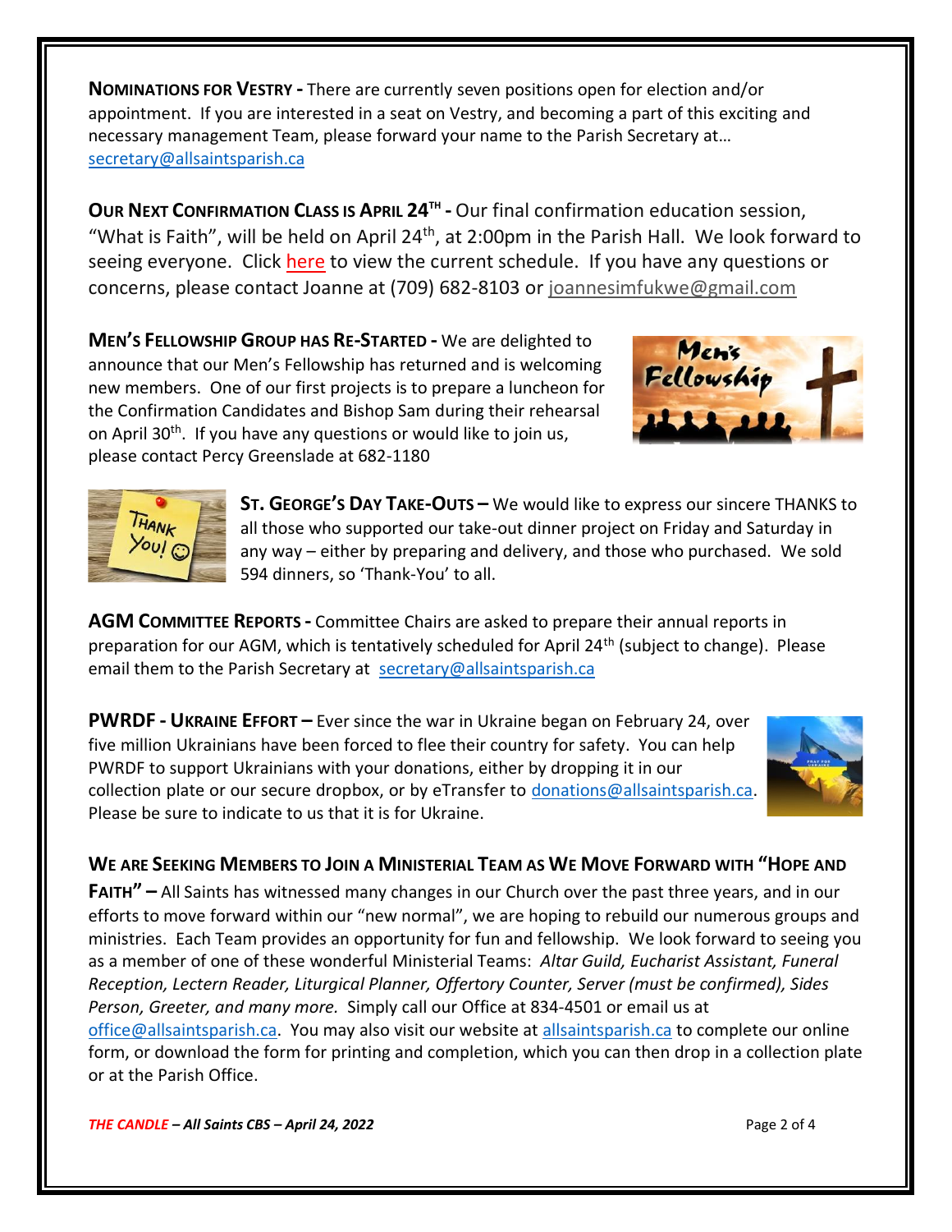**NOMINATIONS FOR VESTRY -** There are currently seven positions open for election and/or appointment. If you are interested in a seat on Vestry, and becoming a part of this exciting and necessary management Team, please forward your name to the Parish Secretary at… secretary@allsaintsparish.ca

**OUR NEXT CONFIRMATION CLASS IS APRIL 24TH -** Our final confirmation education session, "What is Faith", will be held on April 24th, at 2:00pm in the Parish Hall. We look forward to seeing everyone. Click here to view the current schedule. If you have any questions or concerns, please contact Joanne at (709) 682-8103 or joannesimfukwe@gmail.com

**MEN'S FELLOWSHIP GROUP HAS RE-STARTED -** We are delighted to announce that our Men's Fellowship has returned and is welcoming new members. One of our first projects is to prepare a luncheon for the Confirmation Candidates and Bishop Sam during their rehearsal on April 30th. If you have any questions or would like to join us, please contact Percy Greenslade at 682-1180

**ST. GEORGE'S DAY TAKE-OUTS –** We would like to express our sincere THANKS to all those who supported our take-out dinner project on Friday and Saturday in any way – either by preparing and delivery, and those who purchased. We sold 594 dinners, so 'Thank-You' to all.

**AGM COMMITTEE REPORTS -** Committee Chairs are asked to prepare their annual reports in preparation for our AGM, which is tentatively scheduled for April 24th (subject to change). Please email them to the Parish Secretary at secretary@allsaintsparish.ca

**PWRDF - UKRAINE EFFORT –** Ever since the war in Ukraine began on February 24, over five million Ukrainians have been forced to flee their country for safety. You can help PWRDF to support Ukrainians with your donations, either by dropping it in our collection plate or our secure dropbox, or by eTransfer to donations@allsaintsparish.ca. Please be sure to indicate to us that it is for Ukraine.

**WE ARE SEEKING MEMBERS TO JOIN A MINISTERIAL TEAM AS WE MOVE FORWARD WITH "HOPE AND FAITH" –** All Saints has witnessed many changes in our Church over the past three years, and in our efforts to move forward within our "new normal", we are hoping to rebuild our numerous groups and ministries. Each Team provides an opportunity for fun and fellowship. We look forward to seeing you as a member of one of these wonderful Ministerial Teams: *Altar Guild, Eucharist Assistant, Funeral Reception, Lectern Reader, Liturgical Planner, Offertory Counter, Server (must be confirmed), Sides Person, Greeter, and many more.* Simply call our Office at 834-4501 or email us at office@allsaintsparish.ca. You may also visit our website at allsaintsparish.ca to complete our online form, or download the form for printing and completion, which you can then drop in a collection plate or at the Parish Office.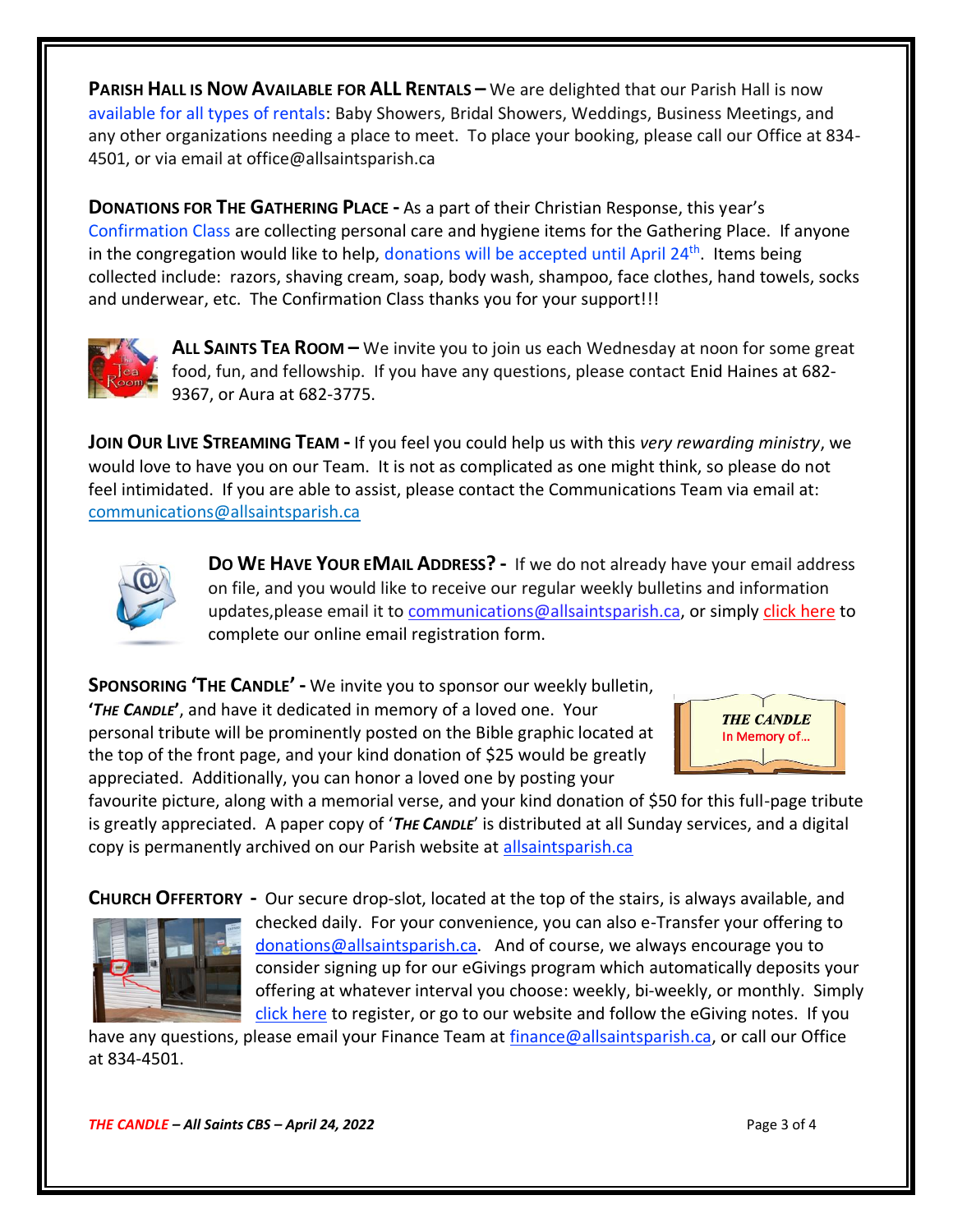**PARISH HALL IS NOW AVAILABLE FOR ALL RENTALS –** We are delighted that our Parish Hall is now available for all types of rentals: Baby Showers, Bridal Showers, Weddings, Business Meetings, and any other organizations needing a place to meet. To place your booking, please call our Office at 834-4501, or via email at office@allsaintsparish.ca

**DONATIONS FOR THE GATHERING PLACE -** As a part of their Christian Response, this year's Confirmation Class are collecting personal care and hygiene items for the Gathering Place. If anyone in the congregation would like to help, donations will be accepted until April 24th. Items being collected include: razors, shaving cream, soap, body wash, shampoo, face clothes, hand towels, socks and underwear, etc. The Confirmation Class thanks you for your support!!!

**ALL SAINTS TEA ROOM –** We invite you to join us each Wednesday at noon for some great food, fun, and fellowship. If you have any questions, please contact Enid Haines at 682-9367, or Aura at 682-3775.

**JOIN OUR LIVE STREAMING TEAM -** If you feel you could help us with this *very rewarding ministry*, we would love to have you on our Team. It is not as complicated as one might think, so please do not feel intimidated. If you are able to assist, please contact the Communications Team via email at: communications@allsaintsparish.ca

**DO WE HAVE YOUR EMAIL ADDRESS? -** If we do not already have your email address on file, and you would like to receive our regular weekly bulletins and information updates,please email it to communications@allsaintsparish.ca, or simply click here to complete our online email registration form.

**SPONSORING 'THE CANDLE' -** We invite you to sponsor our weekly bulletin, '***THE CANDLE***', and have it dedicated in memory of a loved one. Your personal tribute will be prominently posted on the Bible graphic located at the top of the front page, and your kind donation of $25 would be greatly appreciated. Additionally, you can honor a loved one by posting your favourite picture, along with a memorial verse, and your kind donation of $50 for this full-page tribute is greatly appreciated. A paper copy of '***THE CANDLE***' is distributed at all Sunday services, and a digital copy is permanently archived on our Parish website at allsaintsparish.ca

**CHURCH OFFERTORY -** Our secure drop-slot, located at the top of the stairs, is always available, and checked daily. For your convenience, you can also e-Transfer your offering to donations@allsaintsparish.ca. And of course, we always encourage you to consider signing up for our eGivings program which automatically deposits your offering at whatever interval you choose: weekly, bi-weekly, or monthly. Simply click here to register, or go to our website and follow the eGiving notes. If you have any questions, please email your Finance Team at finance@allsaintsparish.ca, or call our Office at 834-4501.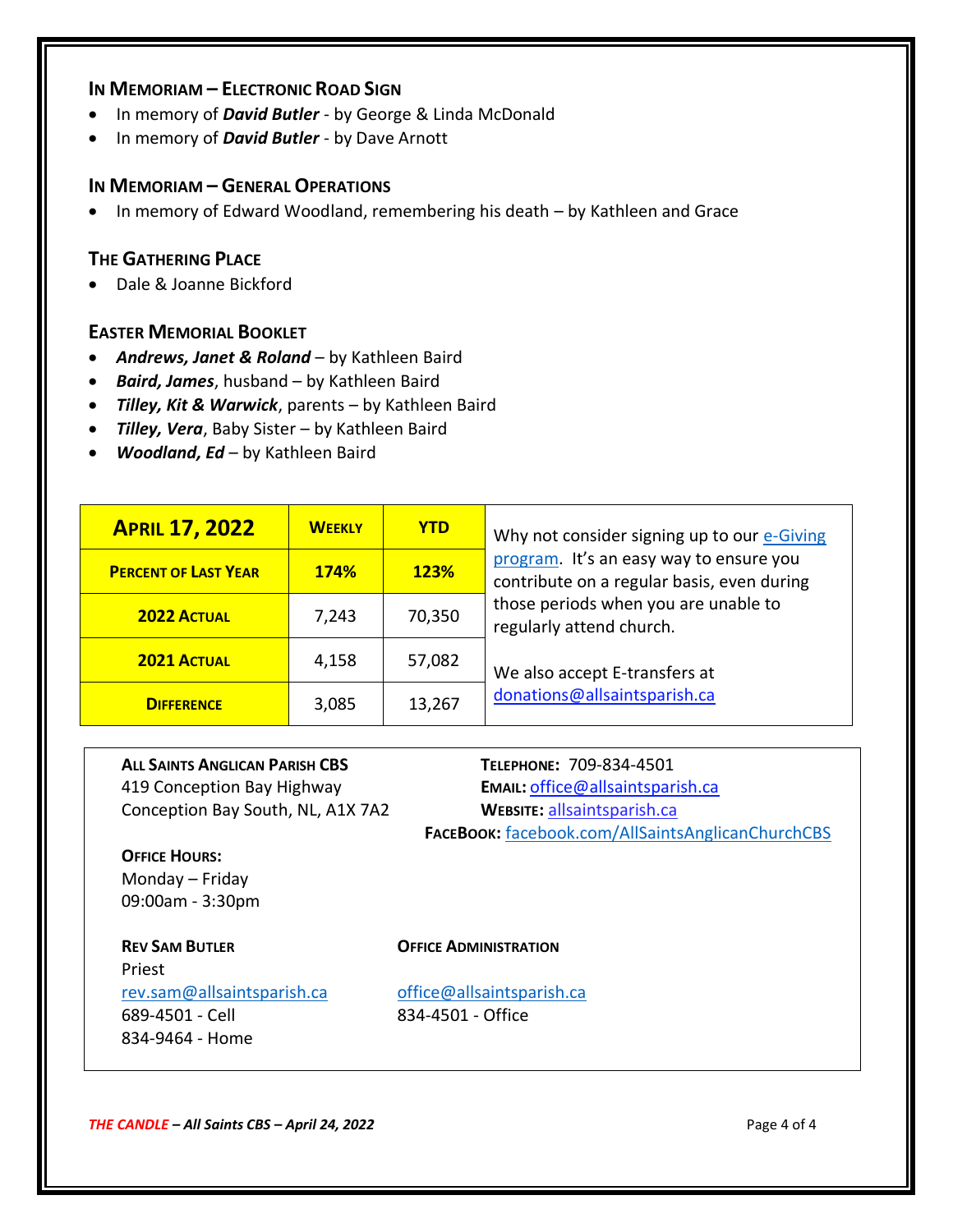### IN MEMORIAM – ELECTRONIC ROAD SIGN

- In memory of ***David Butler*** - by George & Linda McDonald
- In memory of ***David Butler*** - by Dave Arnott

### IN MEMORIAM – GENERAL OPERATIONS

- In memory of Edward Woodland, remembering his death – by Kathleen and Grace

### THE GATHERING PLACE

- Dale & Joanne Bickford

### EASTER MEMORIAL BOOKLET

- ***Andrews, Janet & Roland*** – by Kathleen Baird
- ***Baird, James***, husband – by Kathleen Baird
- ***Tilley, Kit & Warwick***, parents – by Kathleen Baird
- ***Tilley, Vera***, Baby Sister – by Kathleen Baird
- ***Woodland, Ed*** – by Kathleen Baird

| **APRIL 17, 2022** | **WEEKLY** | **YTD** |
|---|---|---|
| **PERCENT OF LAST YEAR** | **174%** | **123%** |
| **2022 ACTUAL** | 7,243 | 70,350 |
| **2021 ACTUAL** | 4,158 | 57,082 |
| **DIFFERENCE** | 3,085 | 13,267 |

Why not consider signing up to our e-Giving program. It's an easy way to ensure you contribute on a regular basis, even during those periods when you are unable to regularly attend church.

We also accept E-transfers at donations@allsaintsparish.ca

**ALL SAINTS ANGLICAN PARISH CBS**
419 Conception Bay Highway
Conception Bay South, NL, A1X 7A2

**TELEPHONE:** 709-834-4501
**EMAIL:** office@allsaintsparish.ca
**WEBSITE:** allsaintsparish.ca
**FACEBOOK:** facebook.com/AllSaintsAnglicanChurchCBS

**OFFICE HOURS:**
Monday – Friday
09:00am - 3:30pm

**REV SAM BUTLER**
Priest
rev.sam@allsaintsparish.ca
689-4501 - Cell
834-9464 - Home

**OFFICE ADMINISTRATION**
office@allsaintsparish.ca
834-4501 - Office